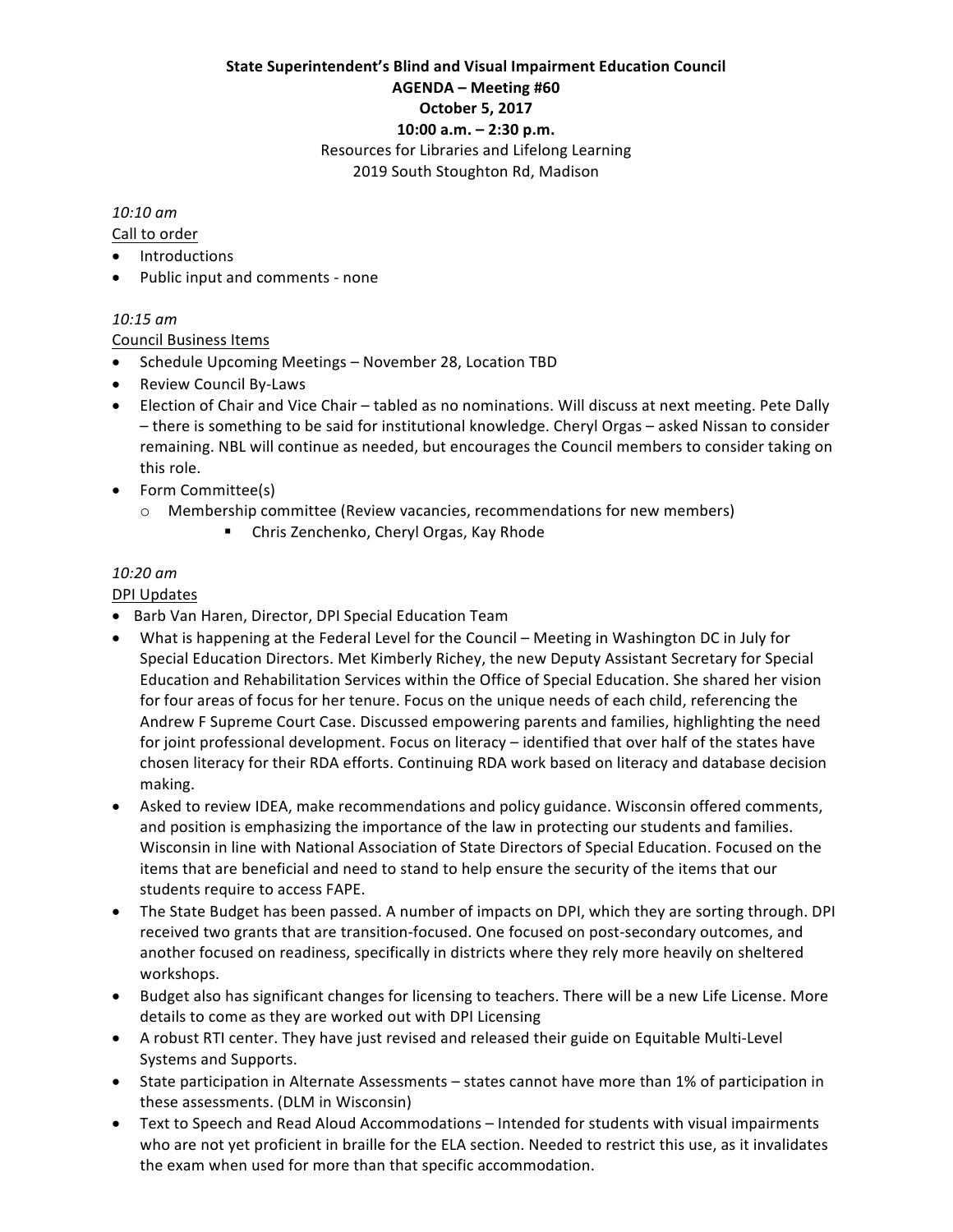**State Superintendent's Blind and Visual Impairment Education Council**
**AGENDA – Meeting #60**
**October 5, 2017**
**10:00 a.m. – 2:30 p.m.**
Resources for Libraries and Lifelong Learning
2019 South Stoughton Rd, Madison

*10:10 am*
Call to order

- Introductions
- Public input and comments - none

*10:15 am*
Council Business Items

- Schedule Upcoming Meetings – November 28, Location TBD
- Review Council By-Laws
- Election of Chair and Vice Chair – tabled as no nominations. Will discuss at next meeting. Pete Dally – there is something to be said for institutional knowledge. Cheryl Orgas – asked Nissan to consider remaining. NBL will continue as needed, but encourages the Council members to consider taking on this role.
- Form Committee(s)
  - Membership committee (Review vacancies, recommendations for new members)
    - Chris Zenchenko, Cheryl Orgas, Kay Rhode

*10:20 am*
DPI Updates

- Barb Van Haren, Director, DPI Special Education Team
- What is happening at the Federal Level for the Council – Meeting in Washington DC in July for Special Education Directors. Met Kimberly Richey, the new Deputy Assistant Secretary for Special Education and Rehabilitation Services within the Office of Special Education. She shared her vision for four areas of focus for her tenure. Focus on the unique needs of each child, referencing the Andrew F Supreme Court Case. Discussed empowering parents and families, highlighting the need for joint professional development. Focus on literacy – identified that over half of the states have chosen literacy for their RDA efforts. Continuing RDA work based on literacy and database decision making.
- Asked to review IDEA, make recommendations and policy guidance. Wisconsin offered comments, and position is emphasizing the importance of the law in protecting our students and families. Wisconsin in line with National Association of State Directors of Special Education. Focused on the items that are beneficial and need to stand to help ensure the security of the items that our students require to access FAPE.
- The State Budget has been passed. A number of impacts on DPI, which they are sorting through. DPI received two grants that are transition-focused. One focused on post-secondary outcomes, and another focused on readiness, specifically in districts where they rely more heavily on sheltered workshops.
- Budget also has significant changes for licensing to teachers. There will be a new Life License. More details to come as they are worked out with DPI Licensing
- A robust RTI center. They have just revised and released their guide on Equitable Multi-Level Systems and Supports.
- State participation in Alternate Assessments – states cannot have more than 1% of participation in these assessments. (DLM in Wisconsin)
- Text to Speech and Read Aloud Accommodations – Intended for students with visual impairments who are not yet proficient in braille for the ELA section. Needed to restrict this use, as it invalidates the exam when used for more than that specific accommodation.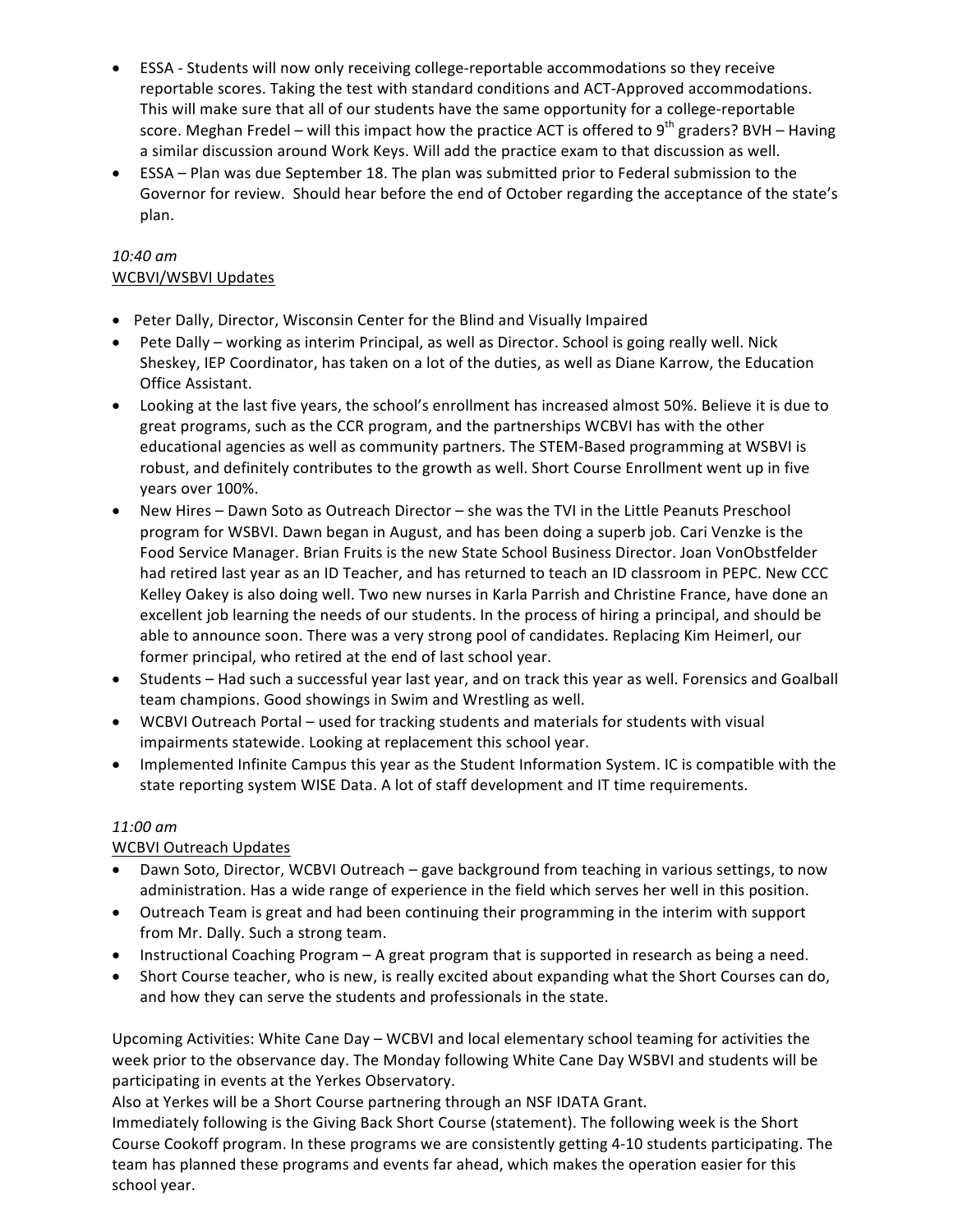- ESSA - Students will now only receiving college-reportable accommodations so they receive reportable scores. Taking the test with standard conditions and ACT-Approved accommodations. This will make sure that all of our students have the same opportunity for a college-reportable score. Meghan Fredel – will this impact how the practice ACT is offered to 9th graders? BVH – Having a similar discussion around Work Keys. Will add the practice exam to that discussion as well.
- ESSA – Plan was due September 18. The plan was submitted prior to Federal submission to the Governor for review. Should hear before the end of October regarding the acceptance of the state's plan.

*10:40 am*

WCBVI/WSBVI Updates

- Peter Dally, Director, Wisconsin Center for the Blind and Visually Impaired
- Pete Dally – working as interim Principal, as well as Director. School is going really well. Nick Sheskey, IEP Coordinator, has taken on a lot of the duties, as well as Diane Karrow, the Education Office Assistant.
- Looking at the last five years, the school's enrollment has increased almost 50%. Believe it is due to great programs, such as the CCR program, and the partnerships WCBVI has with the other educational agencies as well as community partners. The STEM-Based programming at WSBVI is robust, and definitely contributes to the growth as well. Short Course Enrollment went up in five years over 100%.
- New Hires – Dawn Soto as Outreach Director – she was the TVI in the Little Peanuts Preschool program for WSBVI. Dawn began in August, and has been doing a superb job. Cari Venzke is the Food Service Manager. Brian Fruits is the new State School Business Director. Joan VonObstfelder had retired last year as an ID Teacher, and has returned to teach an ID classroom in PEPC. New CCC Kelley Oakey is also doing well. Two new nurses in Karla Parrish and Christine France, have done an excellent job learning the needs of our students. In the process of hiring a principal, and should be able to announce soon. There was a very strong pool of candidates. Replacing Kim Heimerl, our former principal, who retired at the end of last school year.
- Students – Had such a successful year last year, and on track this year as well. Forensics and Goalball team champions. Good showings in Swim and Wrestling as well.
- WCBVI Outreach Portal – used for tracking students and materials for students with visual impairments statewide. Looking at replacement this school year.
- Implemented Infinite Campus this year as the Student Information System. IC is compatible with the state reporting system WISE Data. A lot of staff development and IT time requirements.

*11:00 am*

WCBVI Outreach Updates

- Dawn Soto, Director, WCBVI Outreach – gave background from teaching in various settings, to now administration. Has a wide range of experience in the field which serves her well in this position.
- Outreach Team is great and had been continuing their programming in the interim with support from Mr. Dally. Such a strong team.
- Instructional Coaching Program – A great program that is supported in research as being a need.
- Short Course teacher, who is new, is really excited about expanding what the Short Courses can do, and how they can serve the students and professionals in the state.

Upcoming Activities: White Cane Day – WCBVI and local elementary school teaming for activities the week prior to the observance day. The Monday following White Cane Day WSBVI and students will be participating in events at the Yerkes Observatory.

Also at Yerkes will be a Short Course partnering through an NSF IDATA Grant.

Immediately following is the Giving Back Short Course (statement). The following week is the Short Course Cookoff program. In these programs we are consistently getting 4-10 students participating. The team has planned these programs and events far ahead, which makes the operation easier for this school year.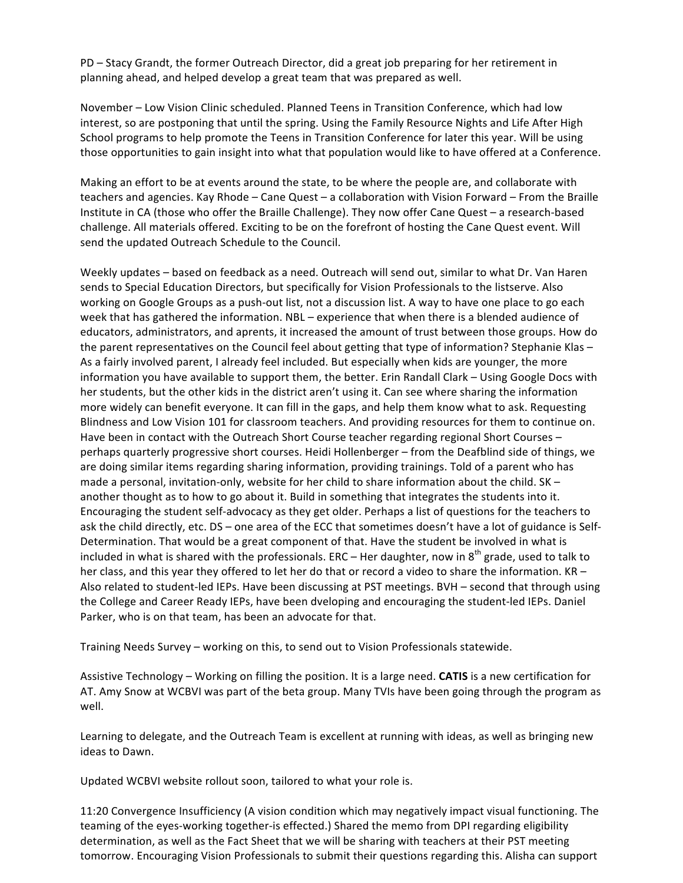PD – Stacy Grandt, the former Outreach Director, did a great job preparing for her retirement in planning ahead, and helped develop a great team that was prepared as well.

November – Low Vision Clinic scheduled. Planned Teens in Transition Conference, which had low interest, so are postponing that until the spring. Using the Family Resource Nights and Life After High School programs to help promote the Teens in Transition Conference for later this year. Will be using those opportunities to gain insight into what that population would like to have offered at a Conference.

Making an effort to be at events around the state, to be where the people are, and collaborate with teachers and agencies. Kay Rhode – Cane Quest – a collaboration with Vision Forward – From the Braille Institute in CA (those who offer the Braille Challenge). They now offer Cane Quest – a research-based challenge. All materials offered. Exciting to be on the forefront of hosting the Cane Quest event. Will send the updated Outreach Schedule to the Council.

Weekly updates – based on feedback as a need. Outreach will send out, similar to what Dr. Van Haren sends to Special Education Directors, but specifically for Vision Professionals to the listserve. Also working on Google Groups as a push-out list, not a discussion list. A way to have one place to go each week that has gathered the information. NBL – experience that when there is a blended audience of educators, administrators, and aprents, it increased the amount of trust between those groups. How do the parent representatives on the Council feel about getting that type of information? Stephanie Klas – As a fairly involved parent, I already feel included. But especially when kids are younger, the more information you have available to support them, the better. Erin Randall Clark – Using Google Docs with her students, but the other kids in the district aren't using it. Can see where sharing the information more widely can benefit everyone. It can fill in the gaps, and help them know what to ask. Requesting Blindness and Low Vision 101 for classroom teachers. And providing resources for them to continue on. Have been in contact with the Outreach Short Course teacher regarding regional Short Courses – perhaps quarterly progressive short courses. Heidi Hollenberger – from the Deafblind side of things, we are doing similar items regarding sharing information, providing trainings. Told of a parent who has made a personal, invitation-only, website for her child to share information about the child. SK – another thought as to how to go about it. Build in something that integrates the students into it. Encouraging the student self-advocacy as they get older. Perhaps a list of questions for the teachers to ask the child directly, etc. DS – one area of the ECC that sometimes doesn't have a lot of guidance is Self-Determination. That would be a great component of that. Have the student be involved in what is included in what is shared with the professionals. ERC – Her daughter, now in 8th grade, used to talk to her class, and this year they offered to let her do that or record a video to share the information. KR – Also related to student-led IEPs. Have been discussing at PST meetings. BVH – second that through using the College and Career Ready IEPs, have been dveloping and encouraging the student-led IEPs. Daniel Parker, who is on that team, has been an advocate for that.

Training Needs Survey – working on this, to send out to Vision Professionals statewide.

Assistive Technology – Working on filling the position. It is a large need. **CATIS** is a new certification for AT. Amy Snow at WCBVI was part of the beta group. Many TVIs have been going through the program as well.

Learning to delegate, and the Outreach Team is excellent at running with ideas, as well as bringing new ideas to Dawn.

Updated WCBVI website rollout soon, tailored to what your role is.

11:20 Convergence Insufficiency (A vision condition which may negatively impact visual functioning. The teaming of the eyes-working together-is effected.) Shared the memo from DPI regarding eligibility determination, as well as the Fact Sheet that we will be sharing with teachers at their PST meeting tomorrow. Encouraging Vision Professionals to submit their questions regarding this. Alisha can support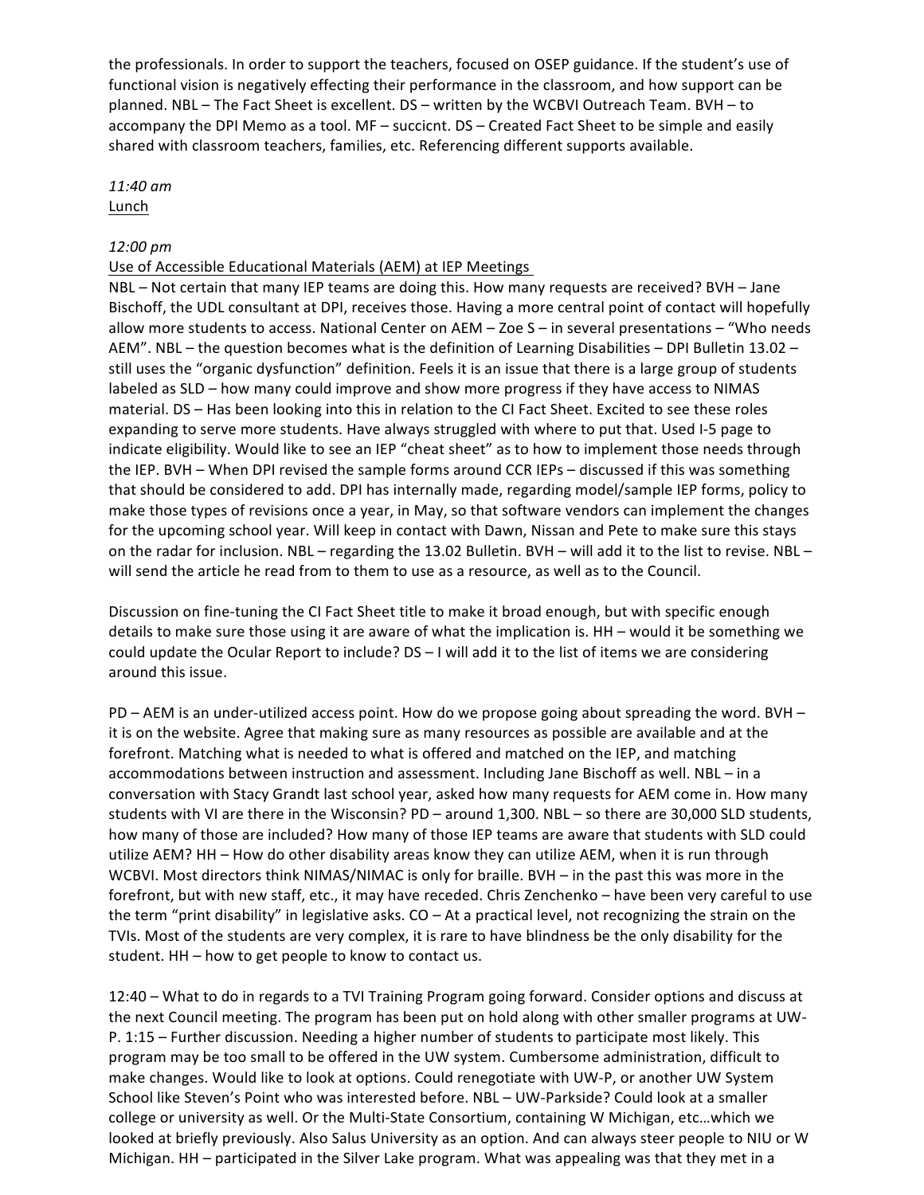the professionals. In order to support the teachers, focused on OSEP guidance. If the student's use of functional vision is negatively effecting their performance in the classroom, and how support can be planned. NBL – The Fact Sheet is excellent. DS – written by the WCBVI Outreach Team. BVH – to accompany the DPI Memo as a tool. MF – succicnt. DS – Created Fact Sheet to be simple and easily shared with classroom teachers, families, etc. Referencing different supports available.

*11:40 am*
<u>Lunch</u>

*12:00 pm*
<u>Use of Accessible Educational Materials (AEM) at IEP Meetings</u>
NBL – Not certain that many IEP teams are doing this. How many requests are received? BVH – Jane Bischoff, the UDL consultant at DPI, receives those. Having a more central point of contact will hopefully allow more students to access. National Center on AEM – Zoe S – in several presentations – "Who needs AEM". NBL – the question becomes what is the definition of Learning Disabilities – DPI Bulletin 13.02 – still uses the "organic dysfunction" definition. Feels it is an issue that there is a large group of students labeled as SLD – how many could improve and show more progress if they have access to NIMAS material. DS – Has been looking into this in relation to the CI Fact Sheet. Excited to see these roles expanding to serve more students. Have always struggled with where to put that. Used I-5 page to indicate eligibility. Would like to see an IEP "cheat sheet" as to how to implement those needs through the IEP. BVH – When DPI revised the sample forms around CCR IEPs – discussed if this was something that should be considered to add. DPI has internally made, regarding model/sample IEP forms, policy to make those types of revisions once a year, in May, so that software vendors can implement the changes for the upcoming school year. Will keep in contact with Dawn, Nissan and Pete to make sure this stays on the radar for inclusion. NBL – regarding the 13.02 Bulletin. BVH – will add it to the list to revise. NBL – will send the article he read from to them to use as a resource, as well as to the Council.

Discussion on fine-tuning the CI Fact Sheet title to make it broad enough, but with specific enough details to make sure those using it are aware of what the implication is. HH – would it be something we could update the Ocular Report to include? DS – I will add it to the list of items we are considering around this issue.

PD – AEM is an under-utilized access point. How do we propose going about spreading the word. BVH – it is on the website. Agree that making sure as many resources as possible are available and at the forefront. Matching what is needed to what is offered and matched on the IEP, and matching accommodations between instruction and assessment. Including Jane Bischoff as well. NBL – in a conversation with Stacy Grandt last school year, asked how many requests for AEM come in. How many students with VI are there in the Wisconsin? PD – around 1,300. NBL – so there are 30,000 SLD students, how many of those are included? How many of those IEP teams are aware that students with SLD could utilize AEM? HH – How do other disability areas know they can utilize AEM, when it is run through WCBVI. Most directors think NIMAS/NIMAC is only for braille. BVH – in the past this was more in the forefront, but with new staff, etc., it may have receded. Chris Zenchenko – have been very careful to use the term "print disability" in legislative asks. CO – At a practical level, not recognizing the strain on the TVIs. Most of the students are very complex, it is rare to have blindness be the only disability for the student. HH – how to get people to know to contact us.

12:40 – What to do in regards to a TVI Training Program going forward. Consider options and discuss at the next Council meeting. The program has been put on hold along with other smaller programs at UW-P. 1:15 – Further discussion. Needing a higher number of students to participate most likely. This program may be too small to be offered in the UW system. Cumbersome administration, difficult to make changes. Would like to look at options. Could renegotiate with UW-P, or another UW System School like Steven's Point who was interested before. NBL – UW-Parkside? Could look at a smaller college or university as well. Or the Multi-State Consortium, containing W Michigan, etc…which we looked at briefly previously. Also Salus University as an option. And can always steer people to NIU or W Michigan. HH – participated in the Silver Lake program. What was appealing was that they met in a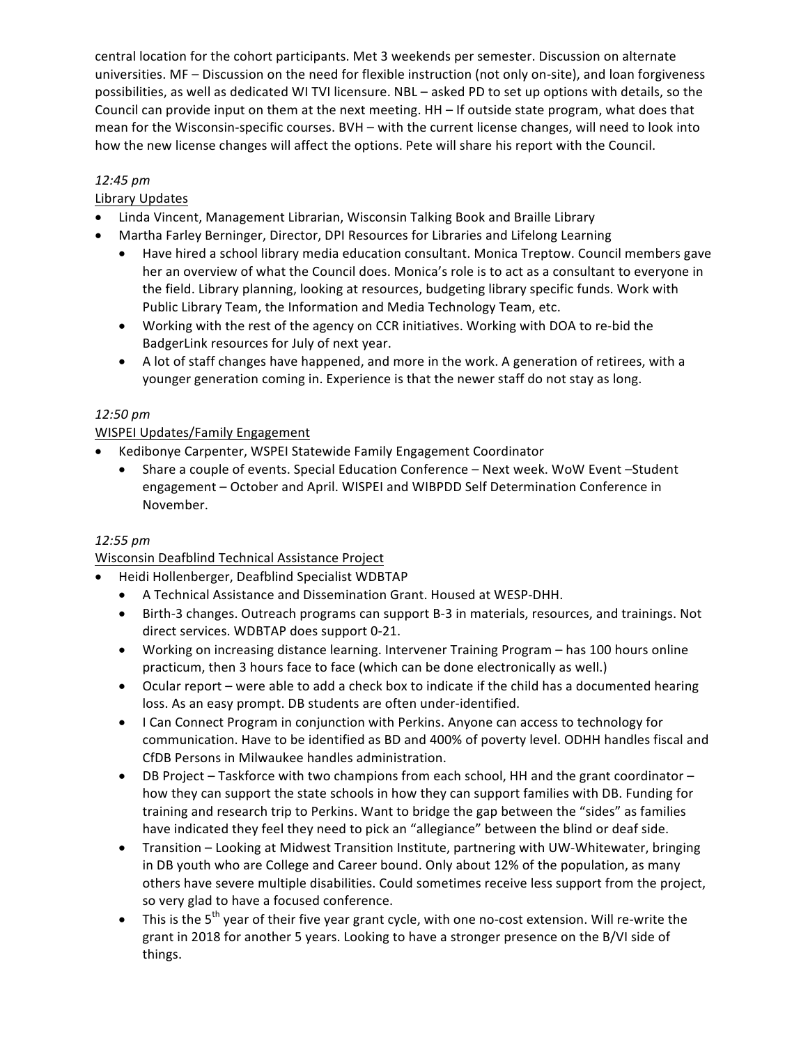central location for the cohort participants. Met 3 weekends per semester. Discussion on alternate universities. MF – Discussion on the need for flexible instruction (not only on-site), and loan forgiveness possibilities, as well as dedicated WI TVI licensure. NBL – asked PD to set up options with details, so the Council can provide input on them at the next meeting. HH – If outside state program, what does that mean for the Wisconsin-specific courses. BVH – with the current license changes, will need to look into how the new license changes will affect the options. Pete will share his report with the Council.

*12:45 pm*

Library Updates

- Linda Vincent, Management Librarian, Wisconsin Talking Book and Braille Library
- Martha Farley Berninger, Director, DPI Resources for Libraries and Lifelong Learning
  - Have hired a school library media education consultant. Monica Treptow. Council members gave her an overview of what the Council does. Monica's role is to act as a consultant to everyone in the field. Library planning, looking at resources, budgeting library specific funds. Work with Public Library Team, the Information and Media Technology Team, etc.
  - Working with the rest of the agency on CCR initiatives. Working with DOA to re-bid the BadgerLink resources for July of next year.
  - A lot of staff changes have happened, and more in the work. A generation of retirees, with a younger generation coming in. Experience is that the newer staff do not stay as long.

*12:50 pm*

WISPEI Updates/Family Engagement

- Kedibonye Carpenter, WSPEI Statewide Family Engagement Coordinator
  - Share a couple of events. Special Education Conference – Next week. WoW Event –Student engagement – October and April. WISPEI and WIBPDD Self Determination Conference in November.

*12:55 pm*

Wisconsin Deafblind Technical Assistance Project

- Heidi Hollenberger, Deafblind Specialist WDBTAP
  - A Technical Assistance and Dissemination Grant. Housed at WESP-DHH.
  - Birth-3 changes. Outreach programs can support B-3 in materials, resources, and trainings. Not direct services. WDBTAP does support 0-21.
  - Working on increasing distance learning. Intervener Training Program – has 100 hours online practicum, then 3 hours face to face (which can be done electronically as well.)
  - Ocular report – were able to add a check box to indicate if the child has a documented hearing loss. As an easy prompt. DB students are often under-identified.
  - I Can Connect Program in conjunction with Perkins. Anyone can access to technology for communication. Have to be identified as BD and 400% of poverty level. ODHH handles fiscal and CfDB Persons in Milwaukee handles administration.
  - DB Project – Taskforce with two champions from each school, HH and the grant coordinator – how they can support the state schools in how they can support families with DB. Funding for training and research trip to Perkins. Want to bridge the gap between the "sides" as families have indicated they feel they need to pick an "allegiance" between the blind or deaf side.
  - Transition – Looking at Midwest Transition Institute, partnering with UW-Whitewater, bringing in DB youth who are College and Career bound. Only about 12% of the population, as many others have severe multiple disabilities. Could sometimes receive less support from the project, so very glad to have a focused conference.
  - This is the 5th year of their five year grant cycle, with one no-cost extension. Will re-write the grant in 2018 for another 5 years. Looking to have a stronger presence on the B/VI side of things.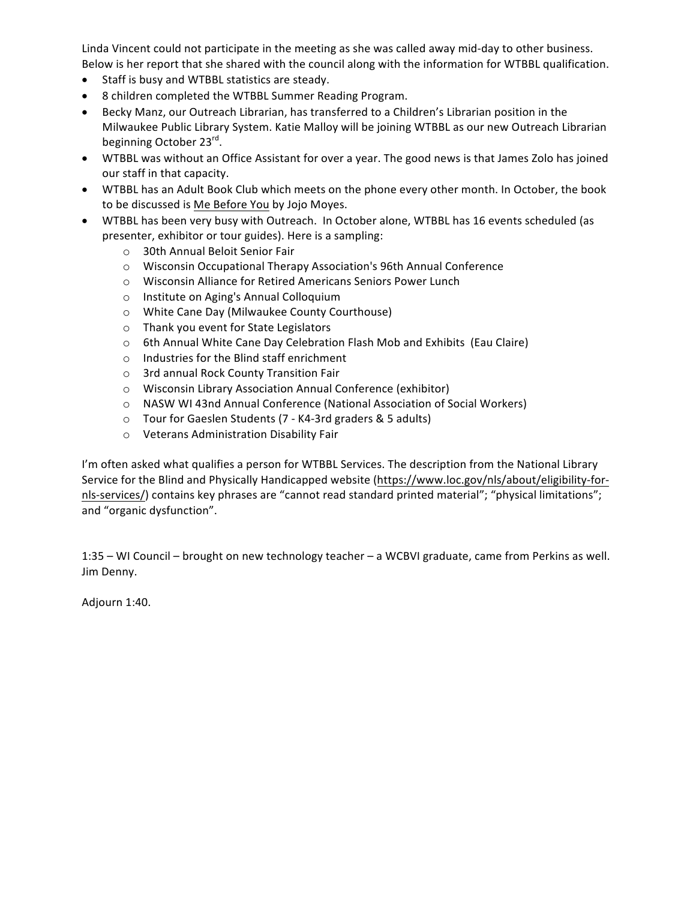Linda Vincent could not participate in the meeting as she was called away mid-day to other business. Below is her report that she shared with the council along with the information for WTBBL qualification.

- Staff is busy and WTBBL statistics are steady.
- 8 children completed the WTBBL Summer Reading Program.
- Becky Manz, our Outreach Librarian, has transferred to a Children's Librarian position in the Milwaukee Public Library System. Katie Malloy will be joining WTBBL as our new Outreach Librarian beginning October 23rd.
- WTBBL was without an Office Assistant for over a year. The good news is that James Zolo has joined our staff in that capacity.
- WTBBL has an Adult Book Club which meets on the phone every other month. In October, the book to be discussed is Me Before You by Jojo Moyes.
- WTBBL has been very busy with Outreach. In October alone, WTBBL has 16 events scheduled (as presenter, exhibitor or tour guides). Here is a sampling:
  - 30th Annual Beloit Senior Fair
  - Wisconsin Occupational Therapy Association's 96th Annual Conference
  - Wisconsin Alliance for Retired Americans Seniors Power Lunch
  - Institute on Aging's Annual Colloquium
  - White Cane Day (Milwaukee County Courthouse)
  - Thank you event for State Legislators
  - 6th Annual White Cane Day Celebration Flash Mob and Exhibits (Eau Claire)
  - Industries for the Blind staff enrichment
  - 3rd annual Rock County Transition Fair
  - Wisconsin Library Association Annual Conference (exhibitor)
  - NASW WI 43nd Annual Conference (National Association of Social Workers)
  - Tour for Gaeslen Students (7 - K4-3rd graders & 5 adults)
  - Veterans Administration Disability Fair

I'm often asked what qualifies a person for WTBBL Services. The description from the National Library Service for the Blind and Physically Handicapped website (https://www.loc.gov/nls/about/eligibility-for-nls-services/) contains key phrases are "cannot read standard printed material"; "physical limitations"; and "organic dysfunction".

1:35 – WI Council – brought on new technology teacher – a WCBVI graduate, came from Perkins as well. Jim Denny.

Adjourn 1:40.